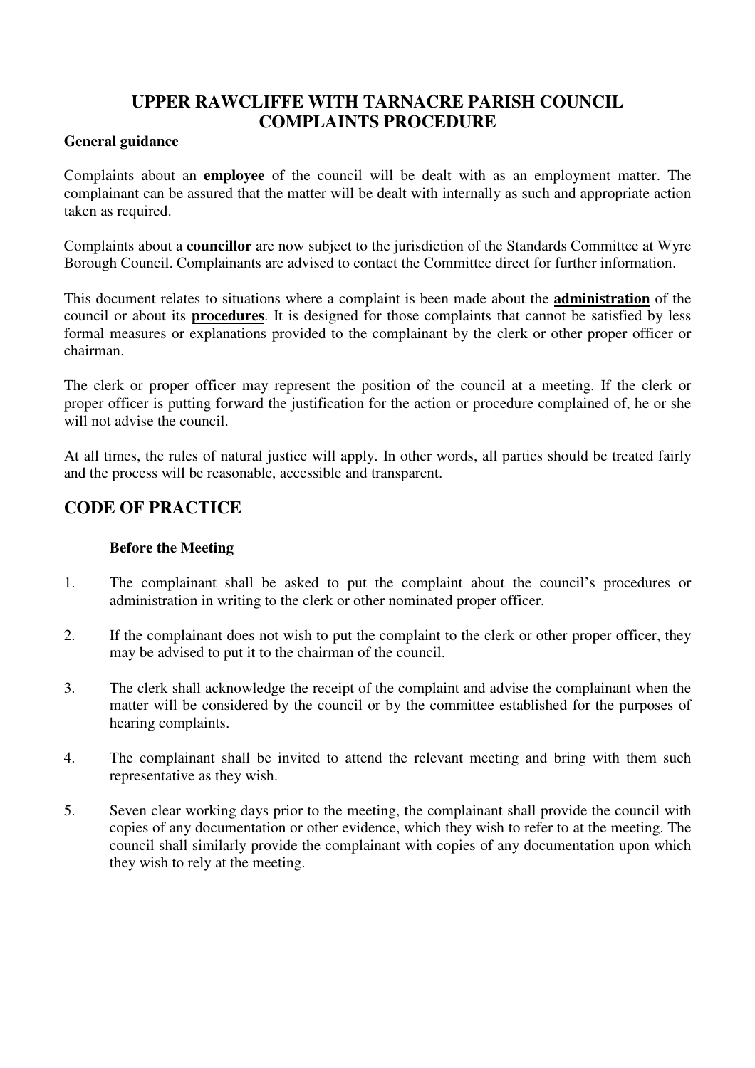# UPPER RAWCLIFFE WITH TARNACRE PARISH COUNCIL
# COMPLAINTS PROCEDURE

**General guidance**

Complaints about an **employee** of the council will be dealt with as an employment matter. The complainant can be assured that the matter will be dealt with internally as such and appropriate action taken as required.

Complaints about a **councillor** are now subject to the jurisdiction of the Standards Committee at Wyre Borough Council. Complainants are advised to contact the Committee direct for further information.

This document relates to situations where a complaint is been made about the **administration** of the council or about its **procedures**. It is designed for those complaints that cannot be satisfied by less formal measures or explanations provided to the complainant by the clerk or other proper officer or chairman.

The clerk or proper officer may represent the position of the council at a meeting. If the clerk or proper officer is putting forward the justification for the action or procedure complained of, he or she will not advise the council.

At all times, the rules of natural justice will apply. In other words, all parties should be treated fairly and the process will be reasonable, accessible and transparent.

## CODE OF PRACTICE

**Before the Meeting**

1. The complainant shall be asked to put the complaint about the council's procedures or administration in writing to the clerk or other nominated proper officer.
2. If the complainant does not wish to put the complaint to the clerk or other proper officer, they may be advised to put it to the chairman of the council.
3. The clerk shall acknowledge the receipt of the complaint and advise the complainant when the matter will be considered by the council or by the committee established for the purposes of hearing complaints.
4. The complainant shall be invited to attend the relevant meeting and bring with them such representative as they wish.
5. Seven clear working days prior to the meeting, the complainant shall provide the council with copies of any documentation or other evidence, which they wish to refer to at the meeting. The council shall similarly provide the complainant with copies of any documentation upon which they wish to rely at the meeting.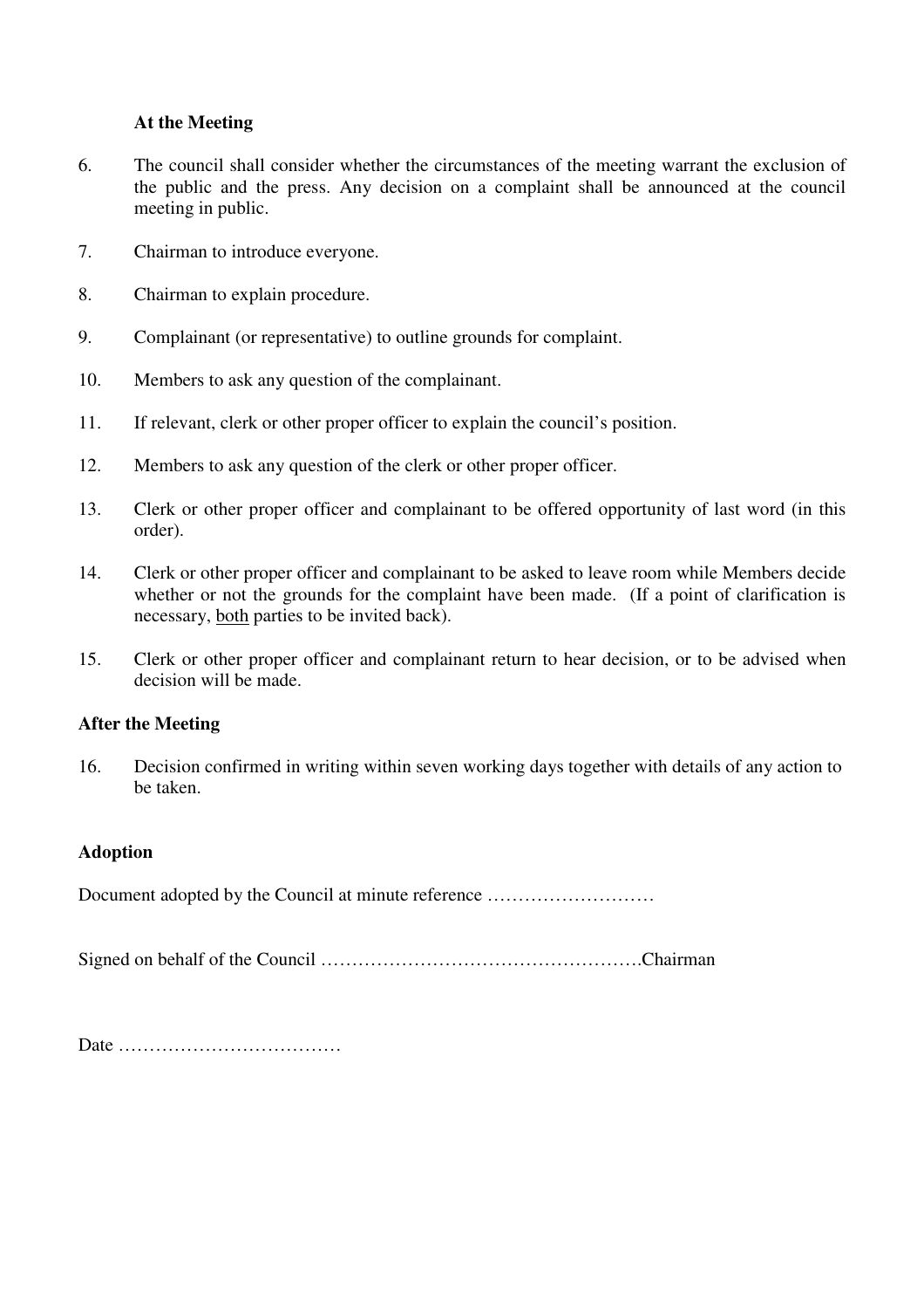### At the Meeting

6. The council shall consider whether the circumstances of the meeting warrant the exclusion of the public and the press. Any decision on a complaint shall be announced at the council meeting in public.

7. Chairman to introduce everyone.

8. Chairman to explain procedure.

9. Complainant (or representative) to outline grounds for complaint.

10. Members to ask any question of the complainant.

11. If relevant, clerk or other proper officer to explain the council's position.

12. Members to ask any question of the clerk or other proper officer.

13. Clerk or other proper officer and complainant to be offered opportunity of last word (in this order).

14. Clerk or other proper officer and complainant to be asked to leave room while Members decide whether or not the grounds for the complaint have been made. (If a point of clarification is necessary, <u>both</u> parties to be invited back).

15. Clerk or other proper officer and complainant return to hear decision, or to be advised when decision will be made.

### After the Meeting

16. Decision confirmed in writing within seven working days together with details of any action to be taken.

### Adoption

Document adopted by the Council at minute reference ………………………

Signed on behalf of the Council ……………………………………………Chairman

Date ………………………………